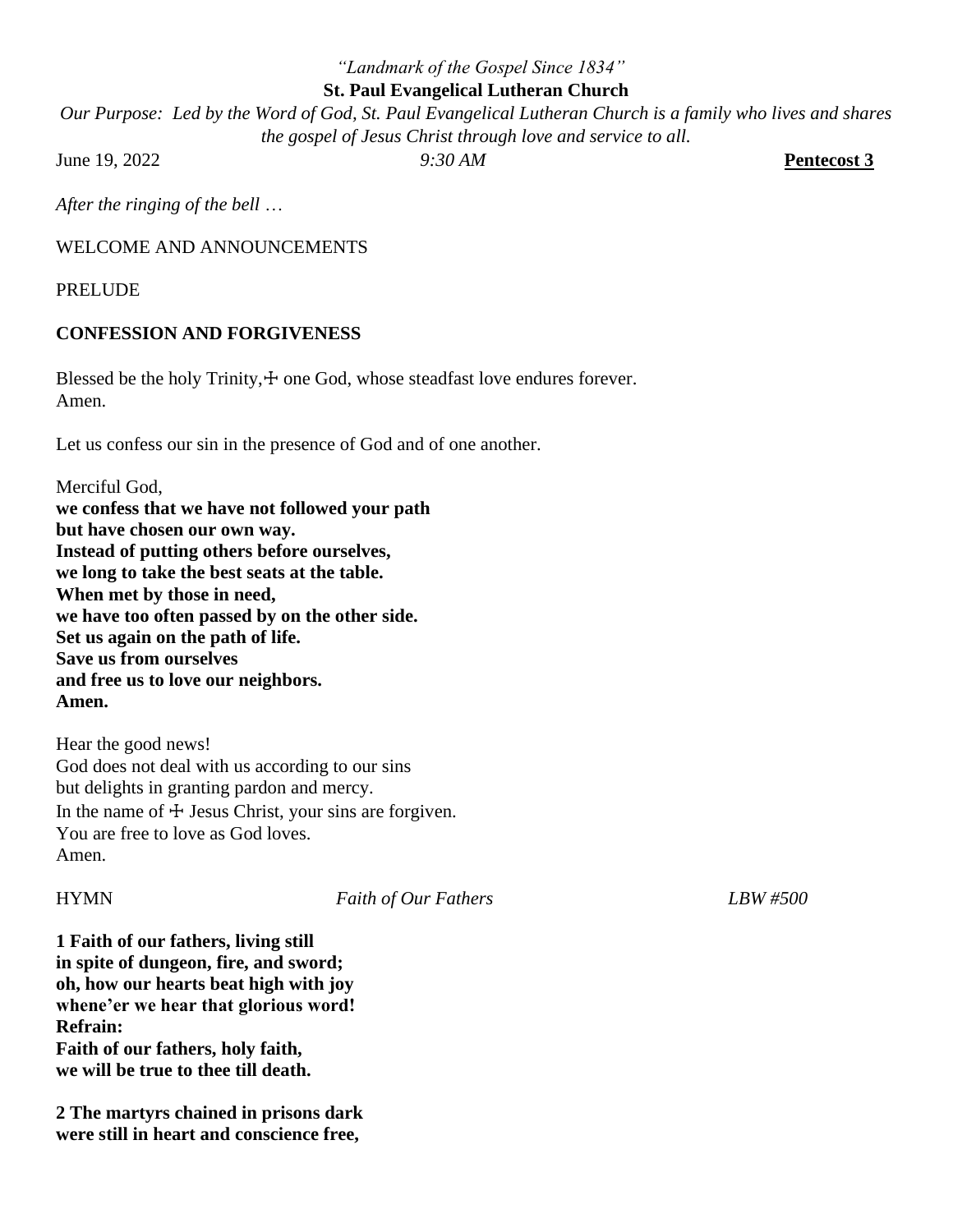*"Landmark of the Gospel Since 1834"*

**St. Paul Evangelical Lutheran Church**

*Our Purpose: Led by the Word of God, St. Paul Evangelical Lutheran Church is a family who lives and shares the gospel of Jesus Christ through love and service to all.*

June 19, 2022 *9:30 AM* **Pentecost 3**

*After the ringing of the bell …*

WELCOME AND ANNOUNCEMENTS

PRELUDE

**CONFESSION AND FORGIVENESS**

Blessed be the holy Trinity,☩ one God, whose steadfast love endures forever.
Amen.

Let us confess our sin in the presence of God and of one another.

Merciful God,
**we confess that we have not followed your path**
**but have chosen our own way.**
**Instead of putting others before ourselves,**
**we long to take the best seats at the table.**
**When met by those in need,**
**we have too often passed by on the other side.**
**Set us again on the path of life.**
**Save us from ourselves**
**and free us to love our neighbors.**
**Amen.**

Hear the good news!
God does not deal with us according to our sins
but delights in granting pardon and mercy.
In the name of ☩ Jesus Christ, your sins are forgiven.
You are free to love as God loves.
Amen.

HYMN *Faith of Our Fathers* *LBW #500*

**1 Faith of our fathers, living still**
**in spite of dungeon, fire, and sword;**
**oh, how our hearts beat high with joy**
**whene'er we hear that glorious word!**
**Refrain:**
**Faith of our fathers, holy faith,**
**we will be true to thee till death.**

**2 The martyrs chained in prisons dark**
**were still in heart and conscience free,**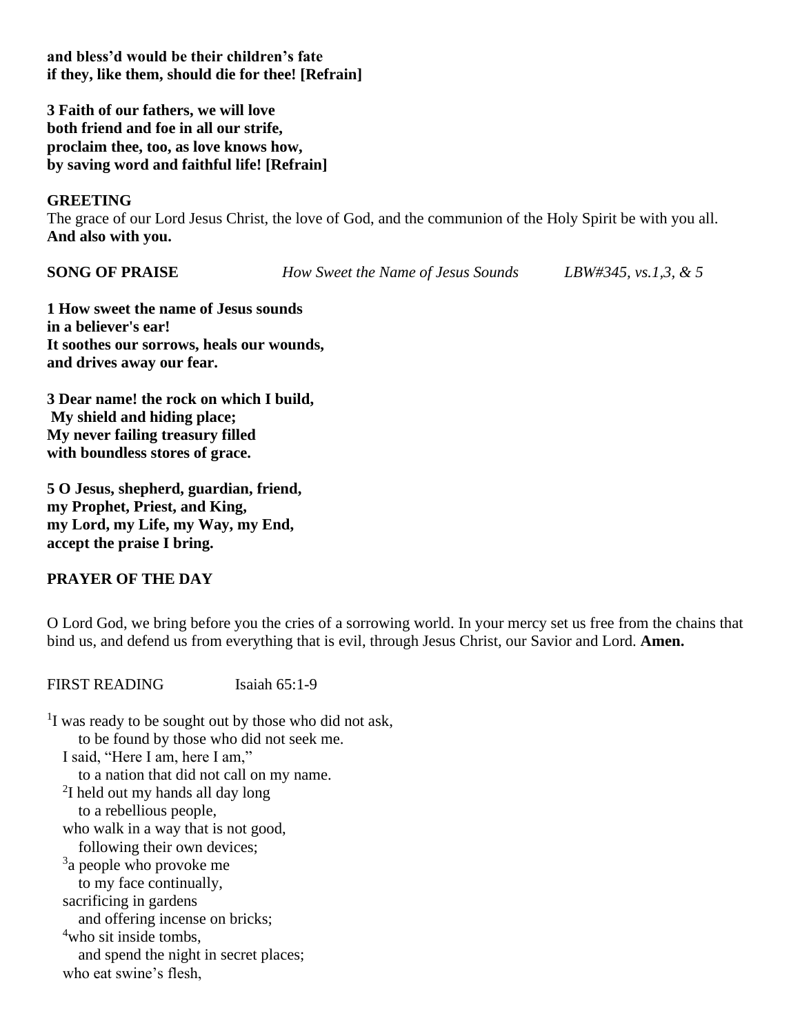**and bless'd would be their children's fate**
**if they, like them, should die for thee! [Refrain]**

**3 Faith of our fathers, we will love**
**both friend and foe in all our strife,**
**proclaim thee, too, as love knows how,**
**by saving word and faithful life! [Refrain]**

**GREETING**

The grace of our Lord Jesus Christ, the love of God, and the communion of the Holy Spirit be with you all.
**And also with you.**

**SONG OF PRAISE** *How Sweet the Name of Jesus Sounds* *LBW#345, vs.1,3, & 5*

**1 How sweet the name of Jesus sounds**
**in a believer's ear!**
**It soothes our sorrows, heals our wounds,**
**and drives away our fear.**

**3 Dear name! the rock on which I build,**
**My shield and hiding place;**
**My never failing treasury filled**
**with boundless stores of grace.**

**5 O Jesus, shepherd, guardian, friend,**
**my Prophet, Priest, and King,**
**my Lord, my Life, my Way, my End,**
**accept the praise I bring.**

**PRAYER OF THE DAY**

O Lord God, we bring before you the cries of a sorrowing world. In your mercy set us free from the chains that bind us, and defend us from everything that is evil, through Jesus Christ, our Savior and Lord. **Amen.**

FIRST READING Isaiah 65:1-9

[1]I was ready to be sought out by those who did not ask,
to be found by those who did not seek me.
I said, "Here I am, here I am,"
to a nation that did not call on my name.
[2]I held out my hands all day long
to a rebellious people,
who walk in a way that is not good,
following their own devices;
[3]a people who provoke me
to my face continually,
sacrificing in gardens
and offering incense on bricks;
[4]who sit inside tombs,
and spend the night in secret places;
who eat swine's flesh,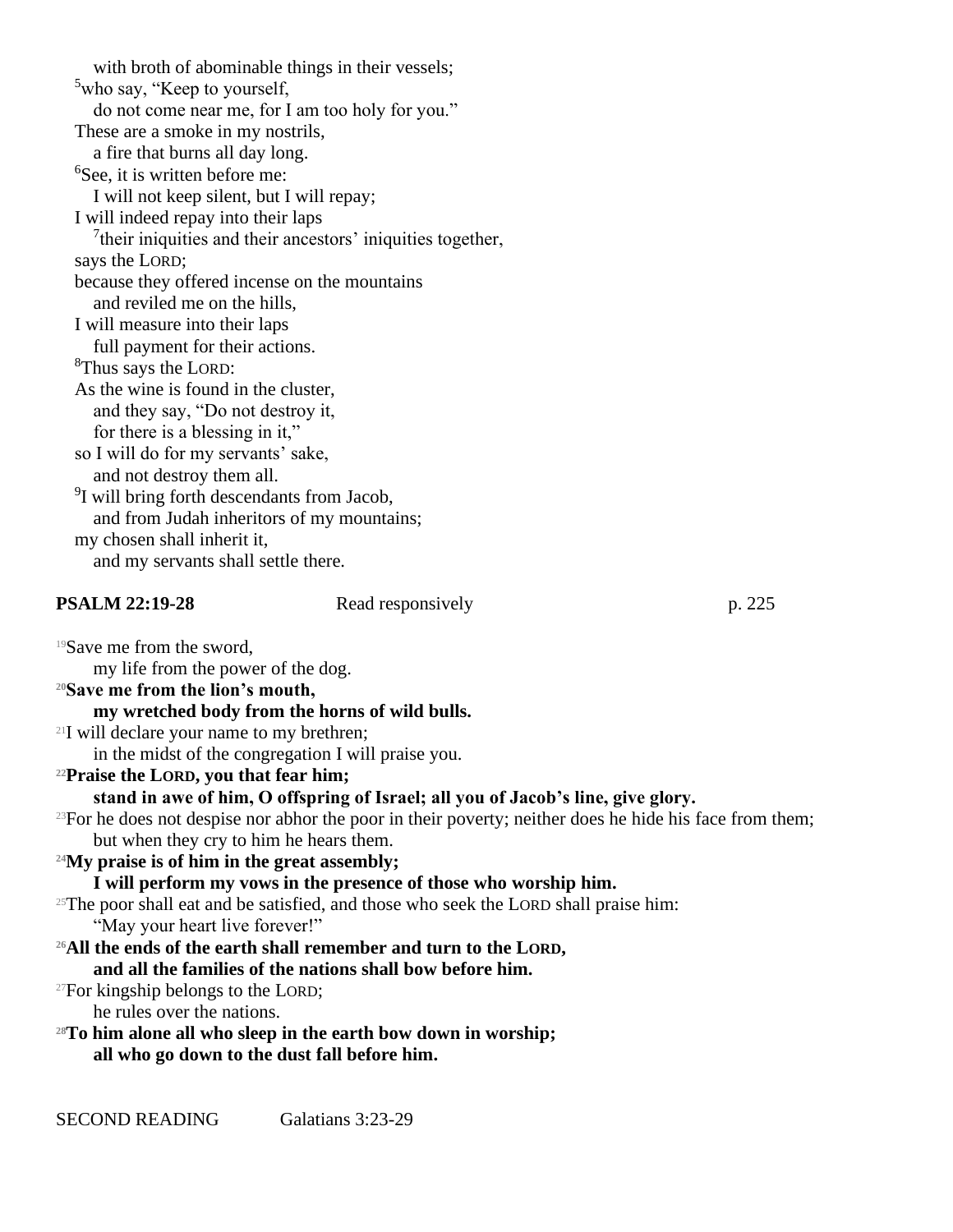with broth of abominable things in their vessels;
[5]who say, "Keep to yourself,
do not come near me, for I am too holy for you."
These are a smoke in my nostrils,
a fire that burns all day long.
[6]See, it is written before me:
I will not keep silent, but I will repay;
I will indeed repay into their laps
[7]their iniquities and their ancestors' iniquities together,
says the LORD;
because they offered incense on the mountains
and reviled me on the hills,
I will measure into their laps
full payment for their actions.
[8]Thus says the LORD:
As the wine is found in the cluster,
and they say, "Do not destroy it,
for there is a blessing in it,"
so I will do for my servants' sake,
and not destroy them all.
[9]I will bring forth descendants from Jacob,
and from Judah inheritors of my mountains;
my chosen shall inherit it,
and my servants shall settle there.

**PSALM 22:19-28** Read responsively p. 225

[19]Save me from the sword,
my life from the power of the dog.
**[20]Save me from the lion's mouth,**
**my wretched body from the horns of wild bulls.**
[21]I will declare your name to my brethren;
in the midst of the congregation I will praise you.
**[22]Praise the LORD, you that fear him;**
**stand in awe of him, O offspring of Israel; all you of Jacob's line, give glory.**
[23]For he does not despise nor abhor the poor in their poverty; neither does he hide his face from them;
but when they cry to him he hears them.
**[24]My praise is of him in the great assembly;**
**I will perform my vows in the presence of those who worship him.**
[25]The poor shall eat and be satisfied, and those who seek the LORD shall praise him:
"May your heart live forever!"
**[26]All the ends of the earth shall remember and turn to the LORD,**
**and all the families of the nations shall bow before him.**
[27]For kingship belongs to the LORD;
he rules over the nations.
**[28]To him alone all who sleep in the earth bow down in worship;**
**all who go down to the dust fall before him.**

SECOND READING Galatians 3:23-29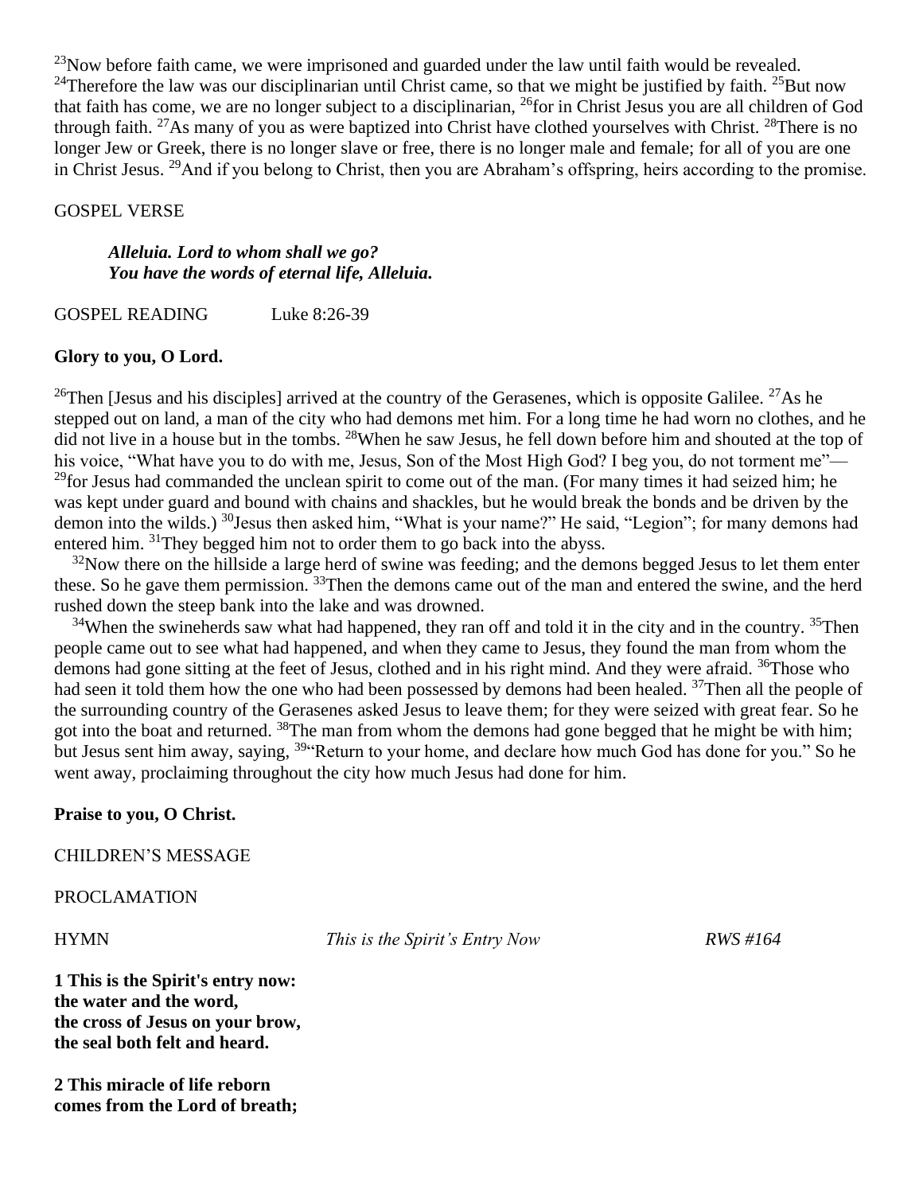[23]Now before faith came, we were imprisoned and guarded under the law until faith would be revealed. [24]Therefore the law was our disciplinarian until Christ came, so that we might be justified by faith. [25]But now that faith has come, we are no longer subject to a disciplinarian, [26]for in Christ Jesus you are all children of God through faith. [27]As many of you as were baptized into Christ have clothed yourselves with Christ. [28]There is no longer Jew or Greek, there is no longer slave or free, there is no longer male and female; for all of you are one in Christ Jesus. [29]And if you belong to Christ, then you are Abraham's offspring, heirs according to the promise.

GOSPEL VERSE

> ***Alleluia. Lord to whom shall we go?***
> ***You have the words of eternal life, Alleluia.***

GOSPEL READING Luke 8:26-39

**Glory to you, O Lord.**

[26]Then [Jesus and his disciples] arrived at the country of the Gerasenes, which is opposite Galilee. [27]As he stepped out on land, a man of the city who had demons met him. For a long time he had worn no clothes, and he did not live in a house but in the tombs. [28]When he saw Jesus, he fell down before him and shouted at the top of his voice, "What have you to do with me, Jesus, Son of the Most High God? I beg you, do not torment me"— [29]for Jesus had commanded the unclean spirit to come out of the man. (For many times it had seized him; he was kept under guard and bound with chains and shackles, but he would break the bonds and be driven by the demon into the wilds.) [30]Jesus then asked him, "What is your name?" He said, "Legion"; for many demons had entered him. [31]They begged him not to order them to go back into the abyss.

[32]Now there on the hillside a large herd of swine was feeding; and the demons begged Jesus to let them enter these. So he gave them permission. [33]Then the demons came out of the man and entered the swine, and the herd rushed down the steep bank into the lake and was drowned.

[34]When the swineherds saw what had happened, they ran off and told it in the city and in the country. [35]Then people came out to see what had happened, and when they came to Jesus, they found the man from whom the demons had gone sitting at the feet of Jesus, clothed and in his right mind. And they were afraid. [36]Those who had seen it told them how the one who had been possessed by demons had been healed. [37]Then all the people of the surrounding country of the Gerasenes asked Jesus to leave them; for they were seized with great fear. So he got into the boat and returned. [38]The man from whom the demons had gone begged that he might be with him; but Jesus sent him away, saying, [39]"Return to your home, and declare how much God has done for you." So he went away, proclaiming throughout the city how much Jesus had done for him.

**Praise to you, O Christ.**

CHILDREN'S MESSAGE

PROCLAMATION

HYMN *This is the Spirit's Entry Now* *RWS #164*

**1 This is the Spirit's entry now:**
**the water and the word,**
**the cross of Jesus on your brow,**
**the seal both felt and heard.**

**2 This miracle of life reborn**
**comes from the Lord of breath;**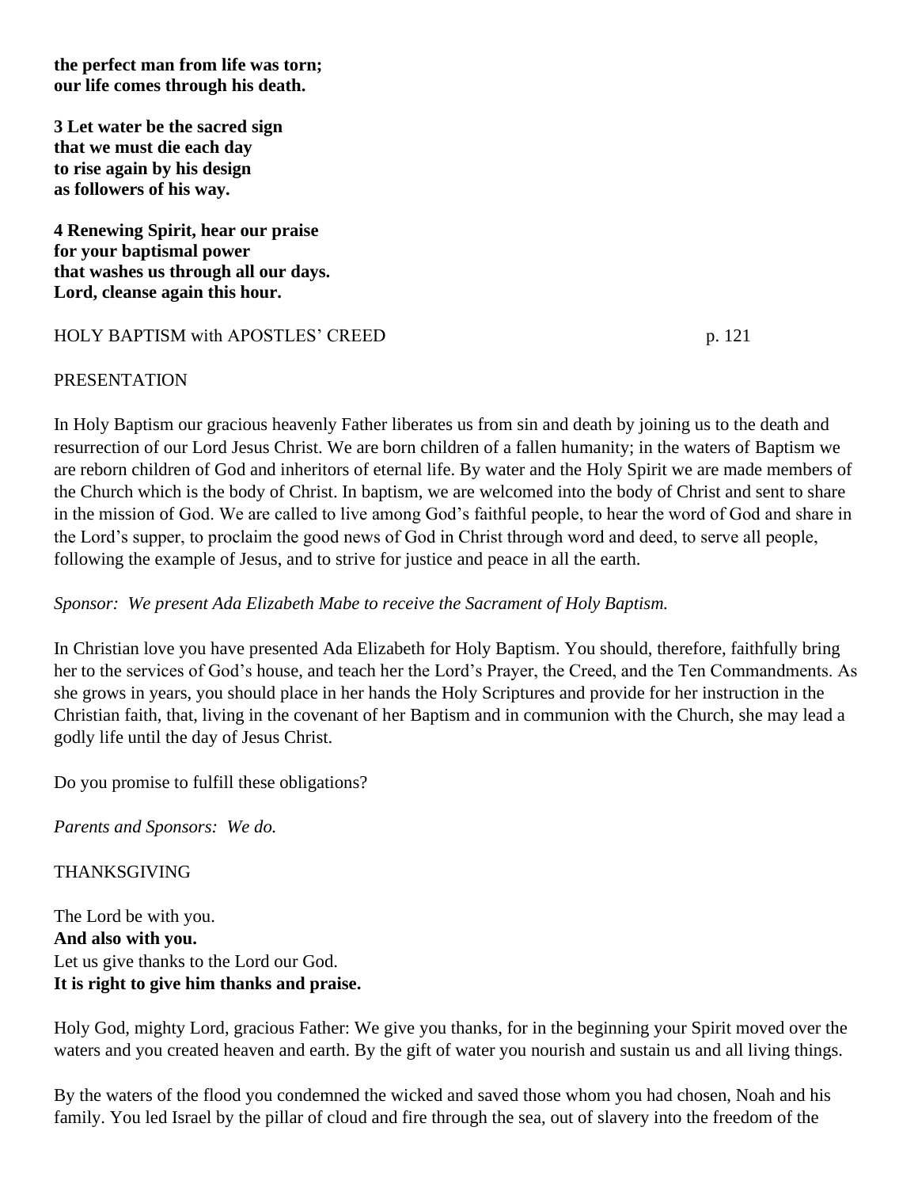**the perfect man from life was torn;**
**our life comes through his death.**

**3 Let water be the sacred sign**
**that we must die each day**
**to rise again by his design**
**as followers of his way.**

**4 Renewing Spirit, hear our praise**
**for your baptismal power**
**that washes us through all our days.**
**Lord, cleanse again this hour.**

HOLY BAPTISM with APOSTLES' CREED p. 121

PRESENTATION

In Holy Baptism our gracious heavenly Father liberates us from sin and death by joining us to the death and resurrection of our Lord Jesus Christ. We are born children of a fallen humanity; in the waters of Baptism we are reborn children of God and inheritors of eternal life. By water and the Holy Spirit we are made members of the Church which is the body of Christ. In baptism, we are welcomed into the body of Christ and sent to share in the mission of God. We are called to live among God's faithful people, to hear the word of God and share in the Lord's supper, to proclaim the good news of God in Christ through word and deed, to serve all people, following the example of Jesus, and to strive for justice and peace in all the earth.

*Sponsor: We present Ada Elizabeth Mabe to receive the Sacrament of Holy Baptism.*

In Christian love you have presented Ada Elizabeth for Holy Baptism. You should, therefore, faithfully bring her to the services of God's house, and teach her the Lord's Prayer, the Creed, and the Ten Commandments. As she grows in years, you should place in her hands the Holy Scriptures and provide for her instruction in the Christian faith, that, living in the covenant of her Baptism and in communion with the Church, she may lead a godly life until the day of Jesus Christ.

Do you promise to fulfill these obligations?

*Parents and Sponsors: We do.*

THANKSGIVING

The Lord be with you.
**And also with you.**
Let us give thanks to the Lord our God.
**It is right to give him thanks and praise.**

Holy God, mighty Lord, gracious Father: We give you thanks, for in the beginning your Spirit moved over the waters and you created heaven and earth. By the gift of water you nourish and sustain us and all living things.

By the waters of the flood you condemned the wicked and saved those whom you had chosen, Noah and his family. You led Israel by the pillar of cloud and fire through the sea, out of slavery into the freedom of the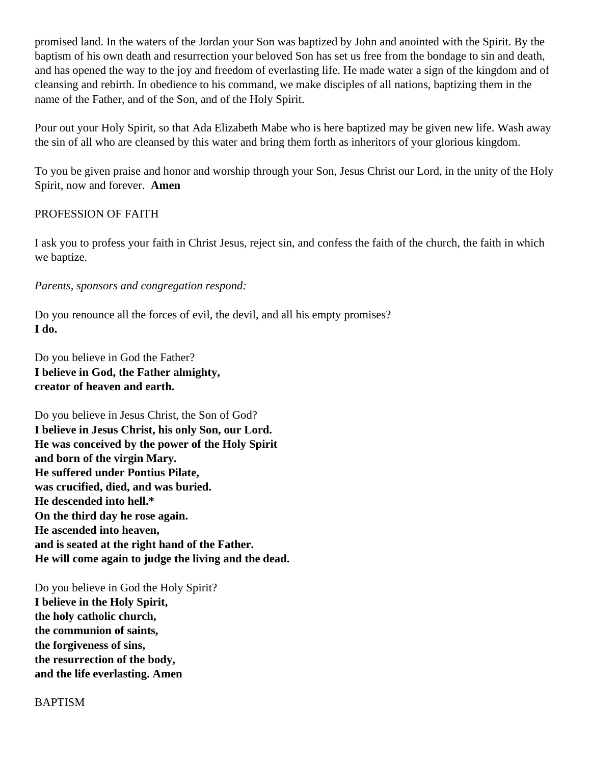promised land. In the waters of the Jordan your Son was baptized by John and anointed with the Spirit. By the baptism of his own death and resurrection your beloved Son has set us free from the bondage to sin and death, and has opened the way to the joy and freedom of everlasting life. He made water a sign of the kingdom and of cleansing and rebirth. In obedience to his command, we make disciples of all nations, baptizing them in the name of the Father, and of the Son, and of the Holy Spirit.

Pour out your Holy Spirit, so that Ada Elizabeth Mabe who is here baptized may be given new life. Wash away the sin of all who are cleansed by this water and bring them forth as inheritors of your glorious kingdom.

To you be given praise and honor and worship through your Son, Jesus Christ our Lord, in the unity of the Holy Spirit, now and forever. **Amen**

PROFESSION OF FAITH

I ask you to profess your faith in Christ Jesus, reject sin, and confess the faith of the church, the faith in which we baptize.

*Parents, sponsors and congregation respond:*

Do you renounce all the forces of evil, the devil, and all his empty promises?
**I do.**

Do you believe in God the Father?
**I believe in God, the Father almighty,**
**creator of heaven and earth.**

Do you believe in Jesus Christ, the Son of God?
**I believe in Jesus Christ, his only Son, our Lord.**
**He was conceived by the power of the Holy Spirit**
**and born of the virgin Mary.**
**He suffered under Pontius Pilate,**
**was crucified, died, and was buried.**
**He descended into hell.***
**On the third day he rose again.**
**He ascended into heaven,**
**and is seated at the right hand of the Father.**
**He will come again to judge the living and the dead.**

Do you believe in God the Holy Spirit?
**I believe in the Holy Spirit,**
**the holy catholic church,**
**the communion of saints,**
**the forgiveness of sins,**
**the resurrection of the body,**
**and the life everlasting. Amen**

BAPTISM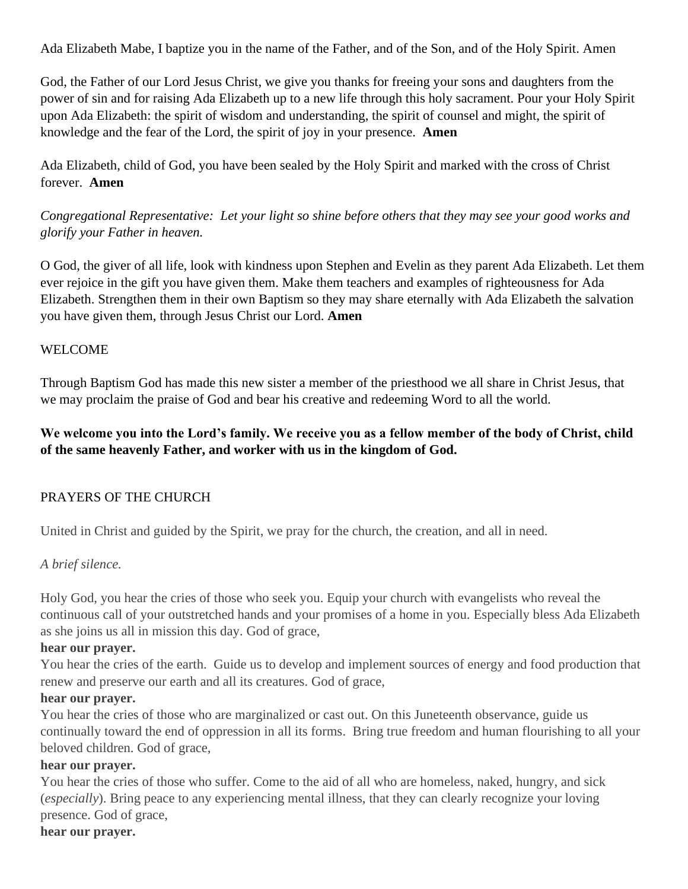Ada Elizabeth Mabe, I baptize you in the name of the Father, and of the Son, and of the Holy Spirit. Amen

God, the Father of our Lord Jesus Christ, we give you thanks for freeing your sons and daughters from the power of sin and for raising Ada Elizabeth up to a new life through this holy sacrament. Pour your Holy Spirit upon Ada Elizabeth: the spirit of wisdom and understanding, the spirit of counsel and might, the spirit of knowledge and the fear of the Lord, the spirit of joy in your presence. **Amen**

Ada Elizabeth, child of God, you have been sealed by the Holy Spirit and marked with the cross of Christ forever. **Amen**

*Congregational Representative: Let your light so shine before others that they may see your good works and glorify your Father in heaven.*

O God, the giver of all life, look with kindness upon Stephen and Evelin as they parent Ada Elizabeth. Let them ever rejoice in the gift you have given them. Make them teachers and examples of righteousness for Ada Elizabeth. Strengthen them in their own Baptism so they may share eternally with Ada Elizabeth the salvation you have given them, through Jesus Christ our Lord. **Amen**

WELCOME

Through Baptism God has made this new sister a member of the priesthood we all share in Christ Jesus, that we may proclaim the praise of God and bear his creative and redeeming Word to all the world.

**We welcome you into the Lord's family. We receive you as a fellow member of the body of Christ, child of the same heavenly Father, and worker with us in the kingdom of God.**

PRAYERS OF THE CHURCH

United in Christ and guided by the Spirit, we pray for the church, the creation, and all in need.

*A brief silence.*

Holy God, you hear the cries of those who seek you. Equip your church with evangelists who reveal the continuous call of your outstretched hands and your promises of a home in you. Especially bless Ada Elizabeth as she joins us all in mission this day. God of grace,
**hear our prayer.**

You hear the cries of the earth. Guide us to develop and implement sources of energy and food production that renew and preserve our earth and all its creatures. God of grace,
**hear our prayer.**

You hear the cries of those who are marginalized or cast out. On this Juneteenth observance, guide us continually toward the end of oppression in all its forms. Bring true freedom and human flourishing to all your beloved children. God of grace,
**hear our prayer.**

You hear the cries of those who suffer. Come to the aid of all who are homeless, naked, hungry, and sick (*especially*). Bring peace to any experiencing mental illness, that they can clearly recognize your loving presence. God of grace,
**hear our prayer.**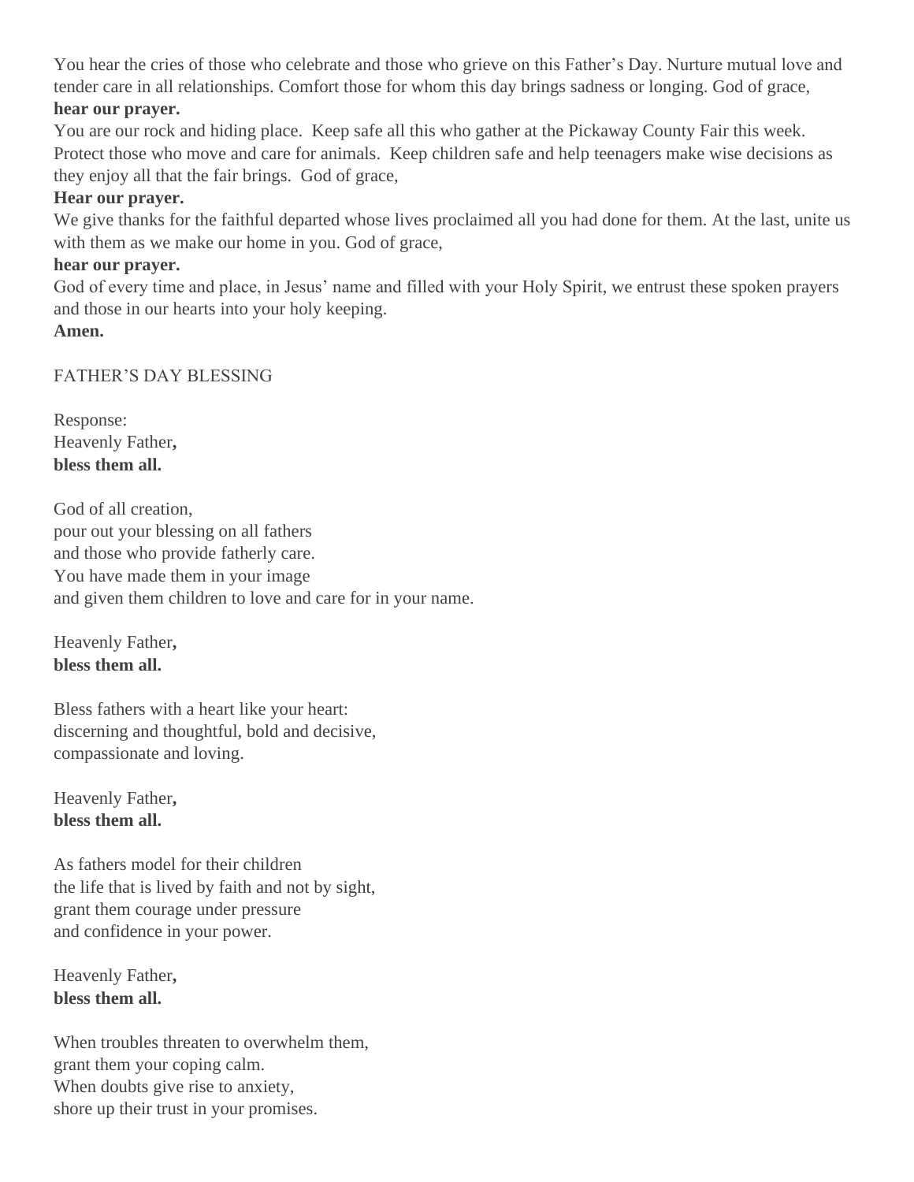You hear the cries of those who celebrate and those who grieve on this Father's Day. Nurture mutual love and tender care in all relationships. Comfort those for whom this day brings sadness or longing. God of grace,
**hear our prayer.**

You are our rock and hiding place. Keep safe all this who gather at the Pickaway County Fair this week. Protect those who move and care for animals. Keep children safe and help teenagers make wise decisions as they enjoy all that the fair brings. God of grace,
**Hear our prayer.**

We give thanks for the faithful departed whose lives proclaimed all you had done for them. At the last, unite us with them as we make our home in you. God of grace,
**hear our prayer.**

God of every time and place, in Jesus' name and filled with your Holy Spirit, we entrust these spoken prayers and those in our hearts into your holy keeping.
**Amen.**

FATHER'S DAY BLESSING

Response:
Heavenly Father**,**
**bless them all.**

God of all creation,
pour out your blessing on all fathers
and those who provide fatherly care.
You have made them in your image
and given them children to love and care for in your name.

Heavenly Father**,**
**bless them all.**

Bless fathers with a heart like your heart:
discerning and thoughtful, bold and decisive,
compassionate and loving.

Heavenly Father**,**
**bless them all.**

As fathers model for their children
the life that is lived by faith and not by sight,
grant them courage under pressure
and confidence in your power.

Heavenly Father**,**
**bless them all.**

When troubles threaten to overwhelm them,
grant them your coping calm.
When doubts give rise to anxiety,
shore up their trust in your promises.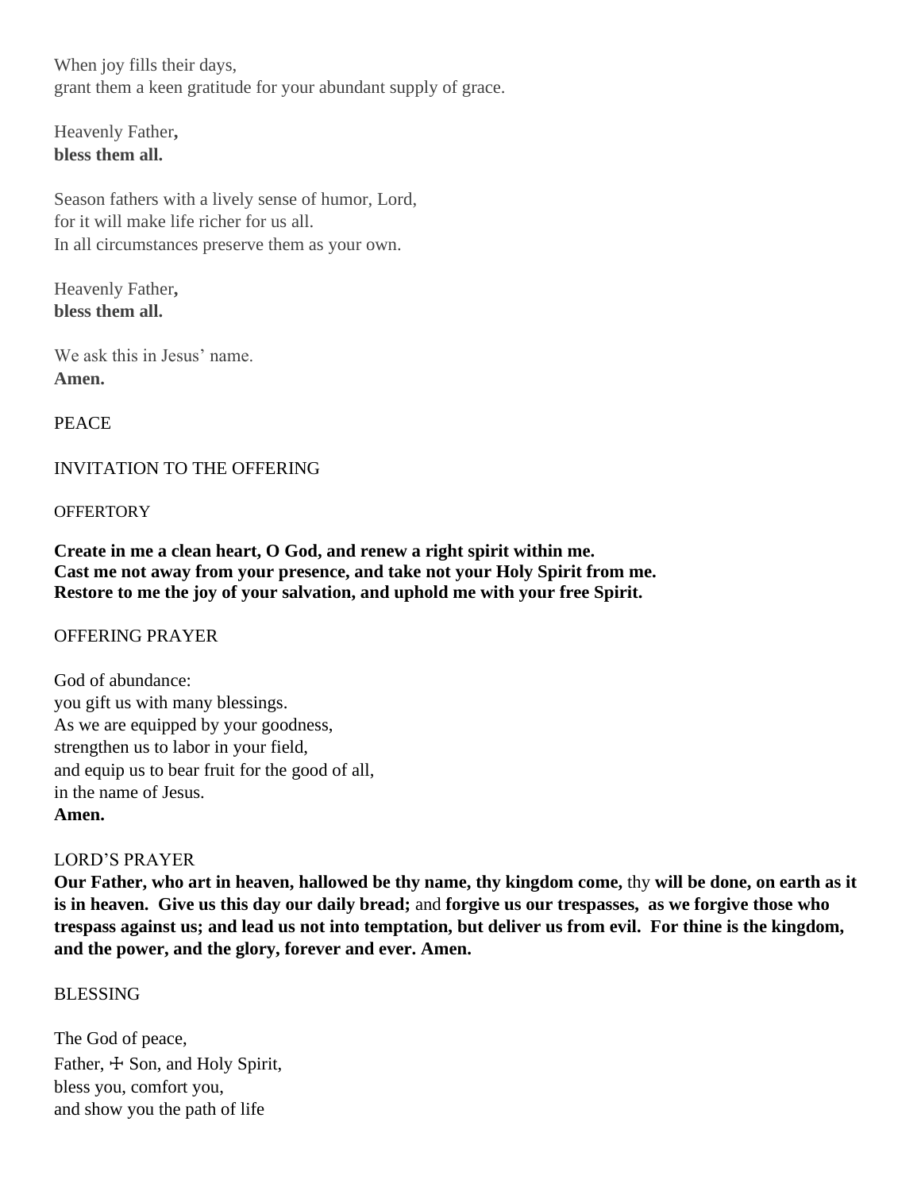When joy fills their days,
grant them a keen gratitude for your abundant supply of grace.

Heavenly Father,
**bless them all.**

Season fathers with a lively sense of humor, Lord,
for it will make life richer for us all.
In all circumstances preserve them as your own.

Heavenly Father,
**bless them all.**

We ask this in Jesus' name.
**Amen.**

PEACE

INVITATION TO THE OFFERING

OFFERTORY

**Create in me a clean heart, O God, and renew a right spirit within me.**
**Cast me not away from your presence, and take not your Holy Spirit from me.**
**Restore to me the joy of your salvation, and uphold me with your free Spirit.**

OFFERING PRAYER

God of abundance:
you gift us with many blessings.
As we are equipped by your goodness,
strengthen us to labor in your field,
and equip us to bear fruit for the good of all,
in the name of Jesus.
**Amen.**

LORD'S PRAYER
**Our Father, who art in heaven, hallowed be thy name, thy kingdom come,** thy **will be done, on earth as it is in heaven. Give us this day our daily bread;** and **forgive us our trespasses, as we forgive those who trespass against us; and lead us not into temptation, but deliver us from evil. For thine is the kingdom, and the power, and the glory, forever and ever. Amen.**

BLESSING

The God of peace,
Father, ☩ Son, and Holy Spirit,
bless you, comfort you,
and show you the path of life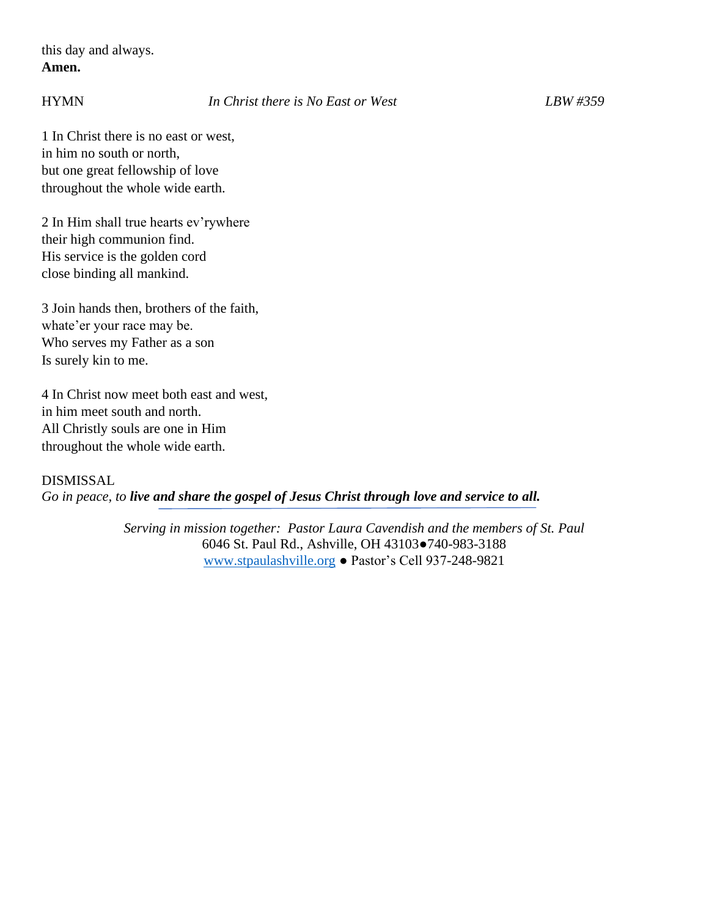this day and always.
**Amen.**

HYMN *In Christ there is No East or West* *LBW #359*

1 In Christ there is no east or west,
in him no south or north,
but one great fellowship of love
throughout the whole wide earth.

2 In Him shall true hearts ev'rywhere
their high communion find.
His service is the golden cord
close binding all mankind.

3 Join hands then, brothers of the faith,
whate'er your race may be.
Who serves my Father as a son
Is surely kin to me.

4 In Christ now meet both east and west,
in him meet south and north.
All Christly souls are one in Him
throughout the whole wide earth.

DISMISSAL
*Go in peace, to* ***live and share the gospel of Jesus Christ through love and service to all.***

*Serving in mission together: Pastor Laura Cavendish and the members of St. Paul*
6046 St. Paul Rd., Ashville, OH 43103●740-983-3188
www.stpaulashville.org ● Pastor's Cell 937-248-9821